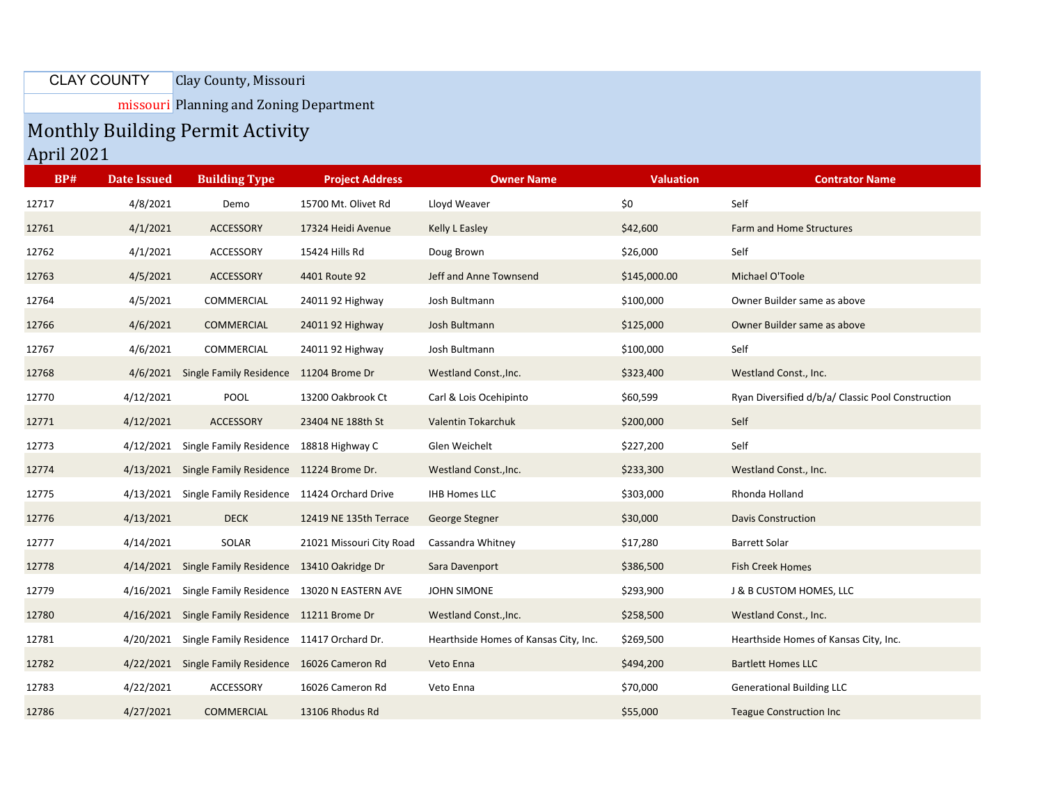CLAY COUNTY missouri

Clay County, Missouri

Planning and Zoning Department

# Monthly Building Permit Activity

## April 2021

| BP# | Date Issued | Building Type | Project Address | Owner Name | Valuation | Contrator Name |
|---|---|---|---|---|---|---|
| 12717 | 4/8/2021 | Demo | 15700 Mt. Olivet Rd | Lloyd Weaver | $0 | Self |
| 12761 | 4/1/2021 | ACCESSORY | 17324 Heidi Avenue | Kelly L Easley | $42,600 | Farm and Home Structures |
| 12762 | 4/1/2021 | ACCESSORY | 15424 Hills Rd | Doug Brown | $26,000 | Self |
| 12763 | 4/5/2021 | ACCESSORY | 4401 Route 92 | Jeff and Anne Townsend | $145,000.00 | Michael O'Toole |
| 12764 | 4/5/2021 | COMMERCIAL | 24011 92 Highway | Josh Bultmann | $100,000 | Owner Builder same as above |
| 12766 | 4/6/2021 | COMMERCIAL | 24011 92 Highway | Josh Bultmann | $125,000 | Owner Builder same as above |
| 12767 | 4/6/2021 | COMMERCIAL | 24011 92 Highway | Josh Bultmann | $100,000 | Self |
| 12768 | 4/6/2021 | Single Family Residence | 11204 Brome Dr | Westland Const.,Inc. | $323,400 | Westland Const., Inc. |
| 12770 | 4/12/2021 | POOL | 13200 Oakbrook Ct | Carl & Lois Ocehipinto | $60,599 | Ryan Diversified d/b/a/ Classic Pool Construction |
| 12771 | 4/12/2021 | ACCESSORY | 23404 NE 188th St | Valentin Tokarchuk | $200,000 | Self |
| 12773 | 4/12/2021 | Single Family Residence | 18818 Highway C | Glen Weichelt | $227,200 | Self |
| 12774 | 4/13/2021 | Single Family Residence | 11224 Brome Dr. | Westland Const.,Inc. | $233,300 | Westland Const., Inc. |
| 12775 | 4/13/2021 | Single Family Residence | 11424 Orchard Drive | IHB Homes LLC | $303,000 | Rhonda Holland |
| 12776 | 4/13/2021 | DECK | 12419 NE 135th Terrace | George Stegner | $30,000 | Davis Construction |
| 12777 | 4/14/2021 | SOLAR | 21021 Missouri City Road | Cassandra Whitney | $17,280 | Barrett Solar |
| 12778 | 4/14/2021 | Single Family Residence | 13410 Oakridge Dr | Sara Davenport | $386,500 | Fish Creek Homes |
| 12779 | 4/16/2021 | Single Family Residence | 13020 N EASTERN AVE | JOHN SIMONE | $293,900 | J & B CUSTOM HOMES, LLC |
| 12780 | 4/16/2021 | Single Family Residence | 11211 Brome Dr | Westland Const.,Inc. | $258,500 | Westland Const., Inc. |
| 12781 | 4/20/2021 | Single Family Residence | 11417 Orchard Dr. | Hearthside Homes of Kansas City, Inc. | $269,500 | Hearthside Homes of Kansas City, Inc. |
| 12782 | 4/22/2021 | Single Family Residence | 16026 Cameron Rd | Veto Enna | $494,200 | Bartlett Homes LLC |
| 12783 | 4/22/2021 | ACCESSORY | 16026 Cameron Rd | Veto Enna | $70,000 | Generational Building LLC |
| 12786 | 4/27/2021 | COMMERCIAL | 13106 Rhodus Rd | | $55,000 | Teague Construction Inc |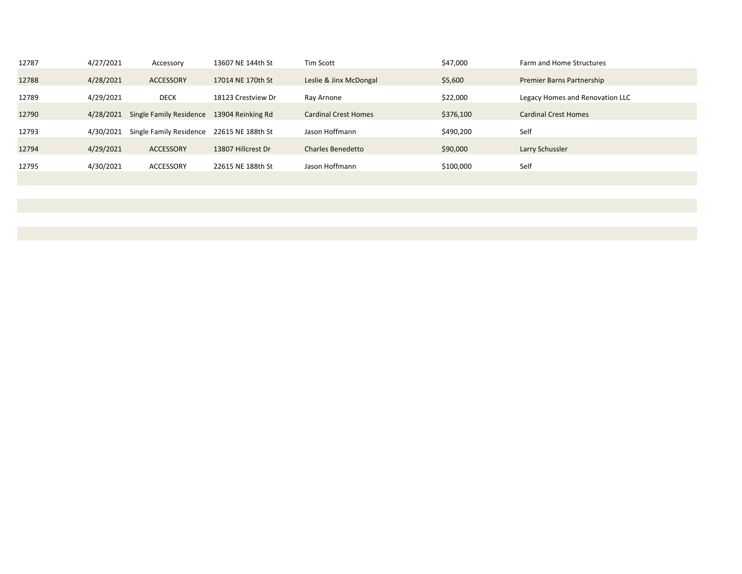| | | | | | | |
|---|---|---|---|---|---|---|
| 12787 | 4/27/2021 | Accessory | 13607 NE 144th St | Tim Scott | $47,000 | Farm and Home Structures |
| 12788 | 4/28/2021 | ACCESSORY | 17014 NE 170th St | Leslie & Jinx McDongal | $5,600 | Premier Barns Partnership |
| 12789 | 4/29/2021 | DECK | 18123 Crestview Dr | Ray Arnone | $22,000 | Legacy Homes and Renovation LLC |
| 12790 | 4/28/2021 | Single Family Residence | 13904 Reinking Rd | Cardinal Crest Homes | $376,100 | Cardinal Crest Homes |
| 12793 | 4/30/2021 | Single Family Residence | 22615 NE 188th St | Jason Hoffmann | $490,200 | Self |
| 12794 | 4/29/2021 | ACCESSORY | 13807 Hillcrest Dr | Charles Benedetto | $90,000 | Larry Schussler |
| 12795 | 4/30/2021 | ACCESSORY | 22615 NE 188th St | Jason Hoffmann | $100,000 | Self |